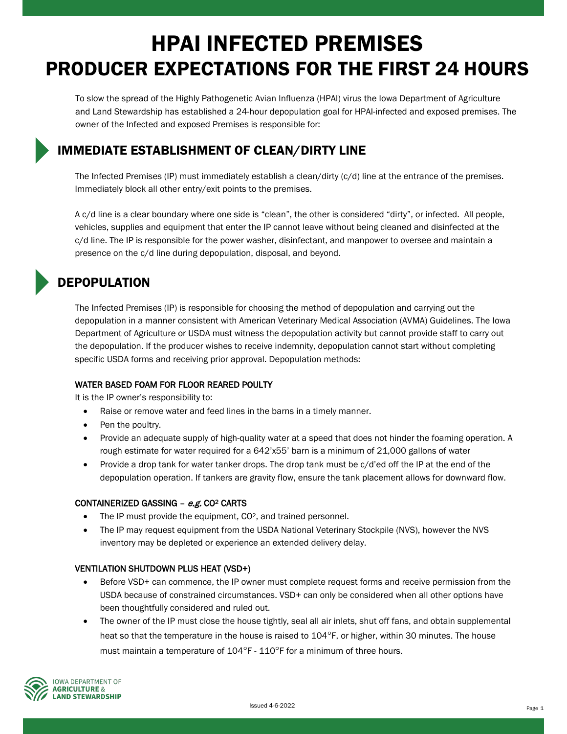# HPAI INFECTED PREMISES
# PRODUCER EXPECTATIONS FOR THE FIRST 24 HOURS

To slow the spread of the Highly Pathogenetic Avian Influenza (HPAI) virus the Iowa Department of Agriculture and Land Stewardship has established a 24-hour depopulation goal for HPAI-infected and exposed premises. The owner of the Infected and exposed Premises is responsible for:

## IMMEDIATE ESTABLISHMENT OF CLEAN/DIRTY LINE

The Infected Premises (IP) must immediately establish a clean/dirty (c/d) line at the entrance of the premises. Immediately block all other entry/exit points to the premises.

A c/d line is a clear boundary where one side is "clean", the other is considered "dirty", or infected. All people, vehicles, supplies and equipment that enter the IP cannot leave without being cleaned and disinfected at the c/d line. The IP is responsible for the power washer, disinfectant, and manpower to oversee and maintain a presence on the c/d line during depopulation, disposal, and beyond.

## DEPOPULATION

The Infected Premises (IP) is responsible for choosing the method of depopulation and carrying out the depopulation in a manner consistent with American Veterinary Medical Association (AVMA) Guidelines. The Iowa Department of Agriculture or USDA must witness the depopulation activity but cannot provide staff to carry out the depopulation. If the producer wishes to receive indemnity, depopulation cannot start without completing specific USDA forms and receiving prior approval. Depopulation methods:

### WATER BASED FOAM FOR FLOOR REARED POULTY

It is the IP owner's responsibility to:

- Raise or remove water and feed lines in the barns in a timely manner.
- Pen the poultry.
- Provide an adequate supply of high-quality water at a speed that does not hinder the foaming operation. A rough estimate for water required for a 642'x55' barn is a minimum of 21,000 gallons of water
- Provide a drop tank for water tanker drops. The drop tank must be c/d'ed off the IP at the end of the depopulation operation. If tankers are gravity flow, ensure the tank placement allows for downward flow.

### CONTAINERIZED GASSING – *e.g.* $CO^2$ CARTS

- The IP must provide the equipment, $CO^2$, and trained personnel.
- The IP may request equipment from the USDA National Veterinary Stockpile (NVS), however the NVS inventory may be depleted or experience an extended delivery delay.

### VENTILATION SHUTDOWN PLUS HEAT (VSD+)

- Before VSD+ can commence, the IP owner must complete request forms and receive permission from the USDA because of constrained circumstances. VSD+ can only be considered when all other options have been thoughtfully considered and ruled out.
- The owner of the IP must close the house tightly, seal all air inlets, shut off fans, and obtain supplemental heat so that the temperature in the house is raised to 104°F, or higher, within 30 minutes. The house must maintain a temperature of 104°F - 110°F for a minimum of three hours.

IOWA DEPARTMENT OF AGRICULTURE & LAND STEWARDSHIP

Issued 4-6-2022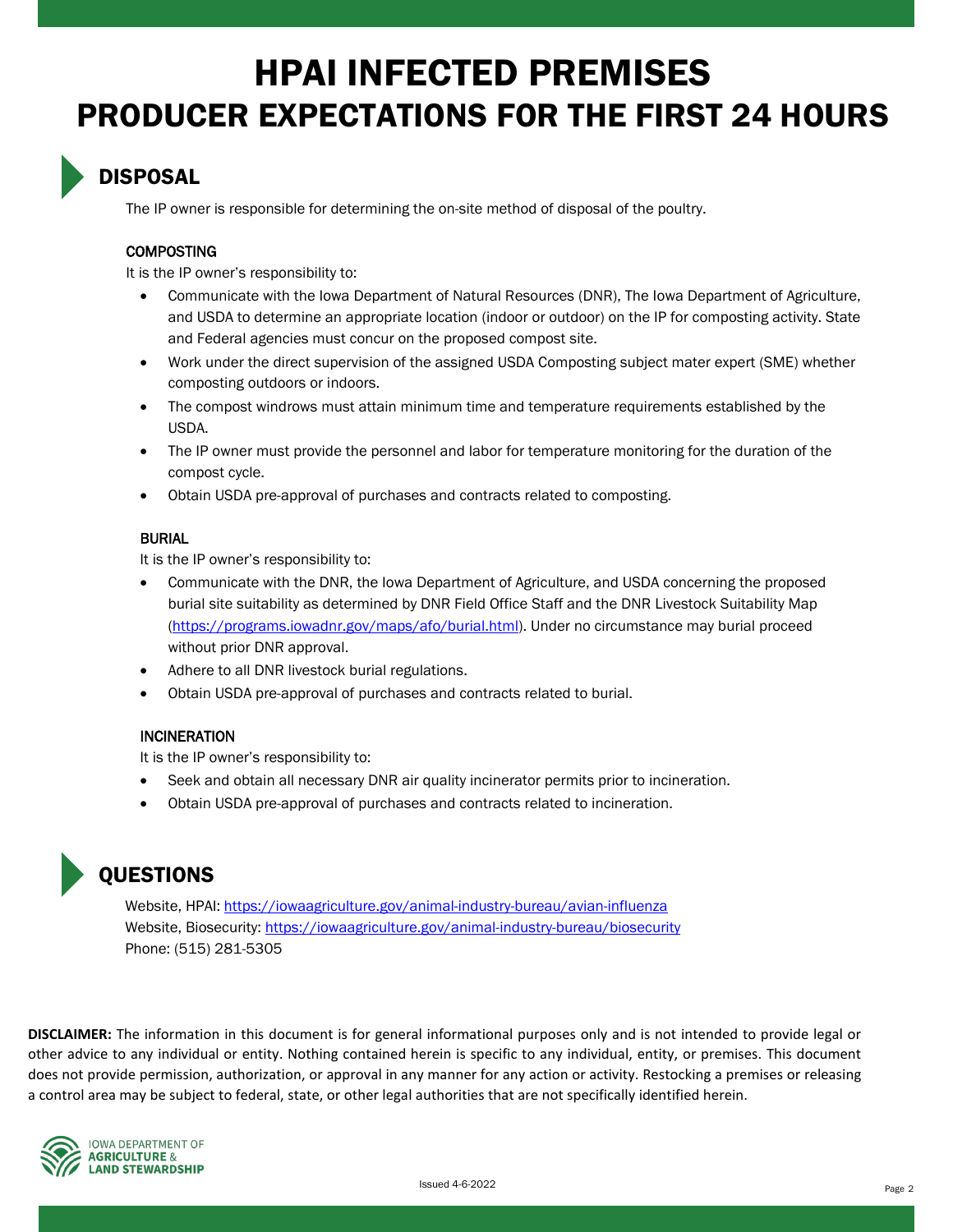# HPAI INFECTED PREMISES
# PRODUCER EXPECTATIONS FOR THE FIRST 24 HOURS

## DISPOSAL

The IP owner is responsible for determining the on-site method of disposal of the poultry.

### COMPOSTING

It is the IP owner's responsibility to:

- Communicate with the Iowa Department of Natural Resources (DNR), The Iowa Department of Agriculture, and USDA to determine an appropriate location (indoor or outdoor) on the IP for composting activity. State and Federal agencies must concur on the proposed compost site.
- Work under the direct supervision of the assigned USDA Composting subject mater expert (SME) whether composting outdoors or indoors.
- The compost windrows must attain minimum time and temperature requirements established by the USDA.
- The IP owner must provide the personnel and labor for temperature monitoring for the duration of the compost cycle.
- Obtain USDA pre-approval of purchases and contracts related to composting.

### BURIAL

It is the IP owner's responsibility to:

- Communicate with the DNR, the Iowa Department of Agriculture, and USDA concerning the proposed burial site suitability as determined by DNR Field Office Staff and the DNR Livestock Suitability Map (https://programs.iowadnr.gov/maps/afo/burial.html). Under no circumstance may burial proceed without prior DNR approval.
- Adhere to all DNR livestock burial regulations.
- Obtain USDA pre-approval of purchases and contracts related to burial.

### INCINERATION

It is the IP owner's responsibility to:

- Seek and obtain all necessary DNR air quality incinerator permits prior to incineration.
- Obtain USDA pre-approval of purchases and contracts related to incineration.

## QUESTIONS

Website, HPAI: https://iowaagriculture.gov/animal-industry-bureau/avian-influenza
Website, Biosecurity: https://iowaagriculture.gov/animal-industry-bureau/biosecurity
Phone: (515) 281-5305

**DISCLAIMER:** The information in this document is for general informational purposes only and is not intended to provide legal or other advice to any individual or entity. Nothing contained herein is specific to any individual, entity, or premises. This document does not provide permission, authorization, or approval in any manner for any action or activity. Restocking a premises or releasing a control area may be subject to federal, state, or other legal authorities that are not specifically identified herein.

IOWA DEPARTMENT OF AGRICULTURE & LAND STEWARDSHIP

Issued 4-6-2022